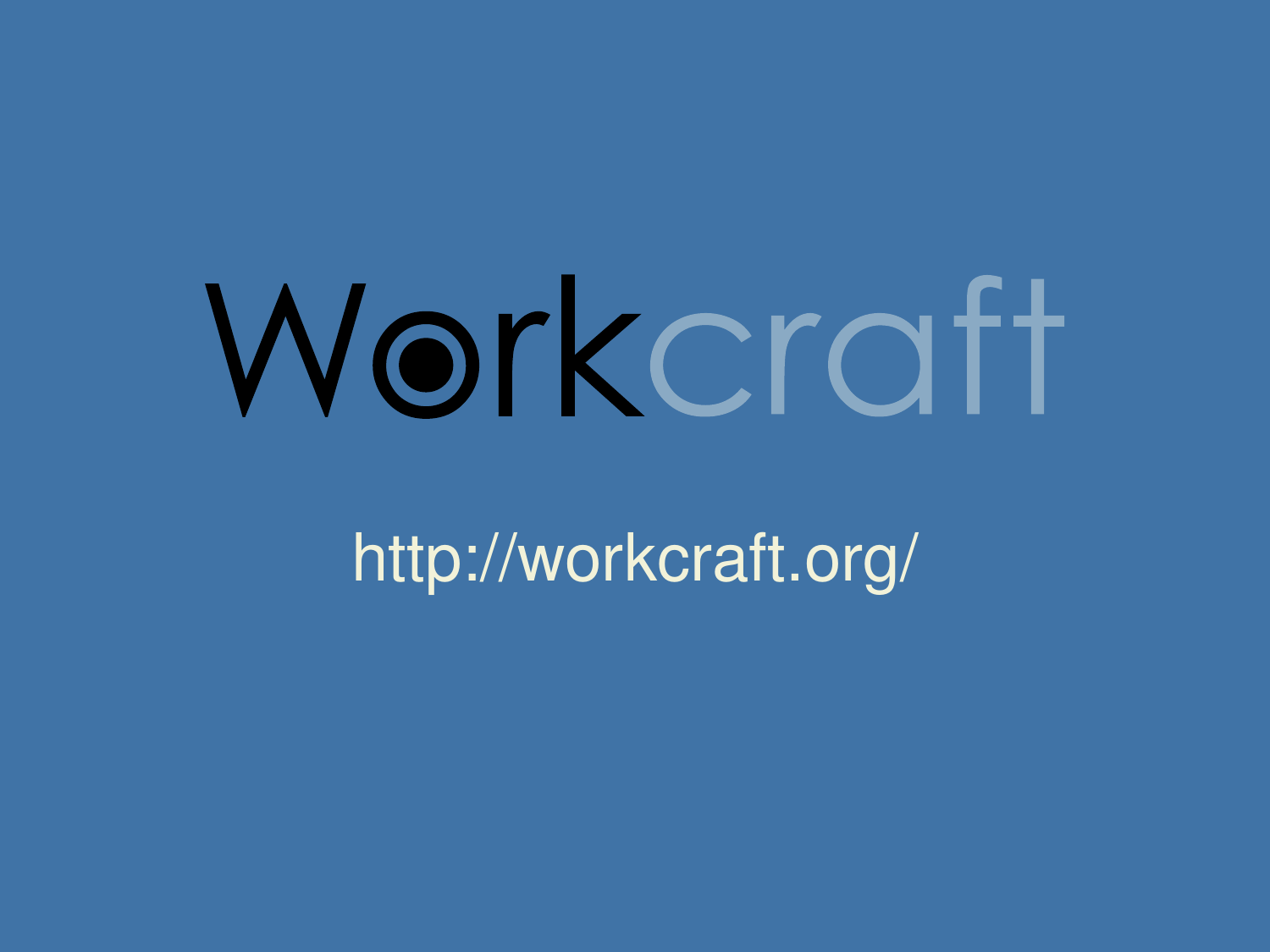# Workcraft

http://workcraft.org/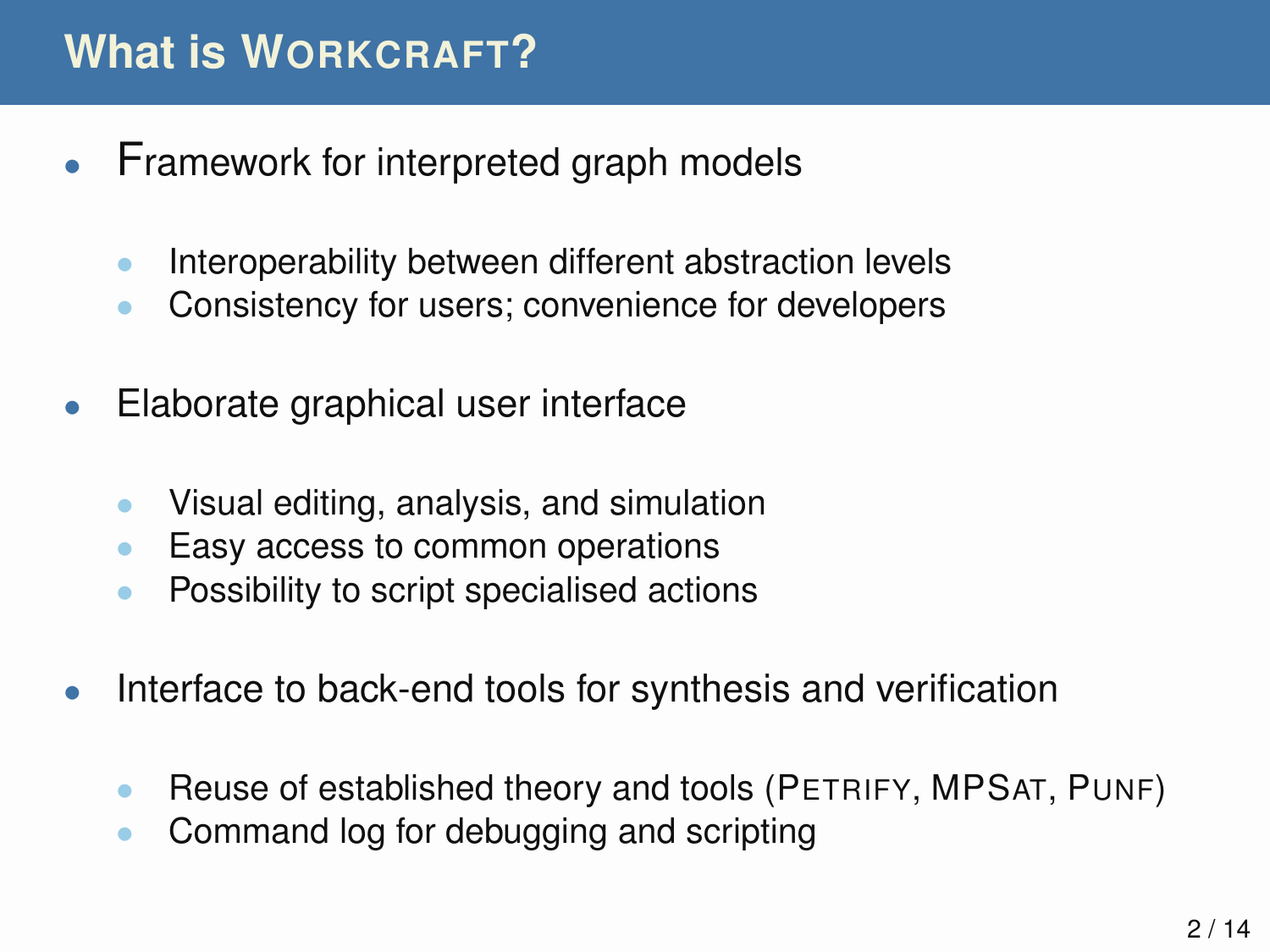# What is WORKCRAFT?

- Framework for interpreted graph models
  - Interoperability between different abstraction levels
  - Consistency for users; convenience for developers
- Elaborate graphical user interface
  - Visual editing, analysis, and simulation
  - Easy access to common operations
  - Possibility to script specialised actions
- Interface to back-end tools for synthesis and verification
  - Reuse of established theory and tools (PETRIFY, MPSAT, PUNF)
  - Command log for debugging and scripting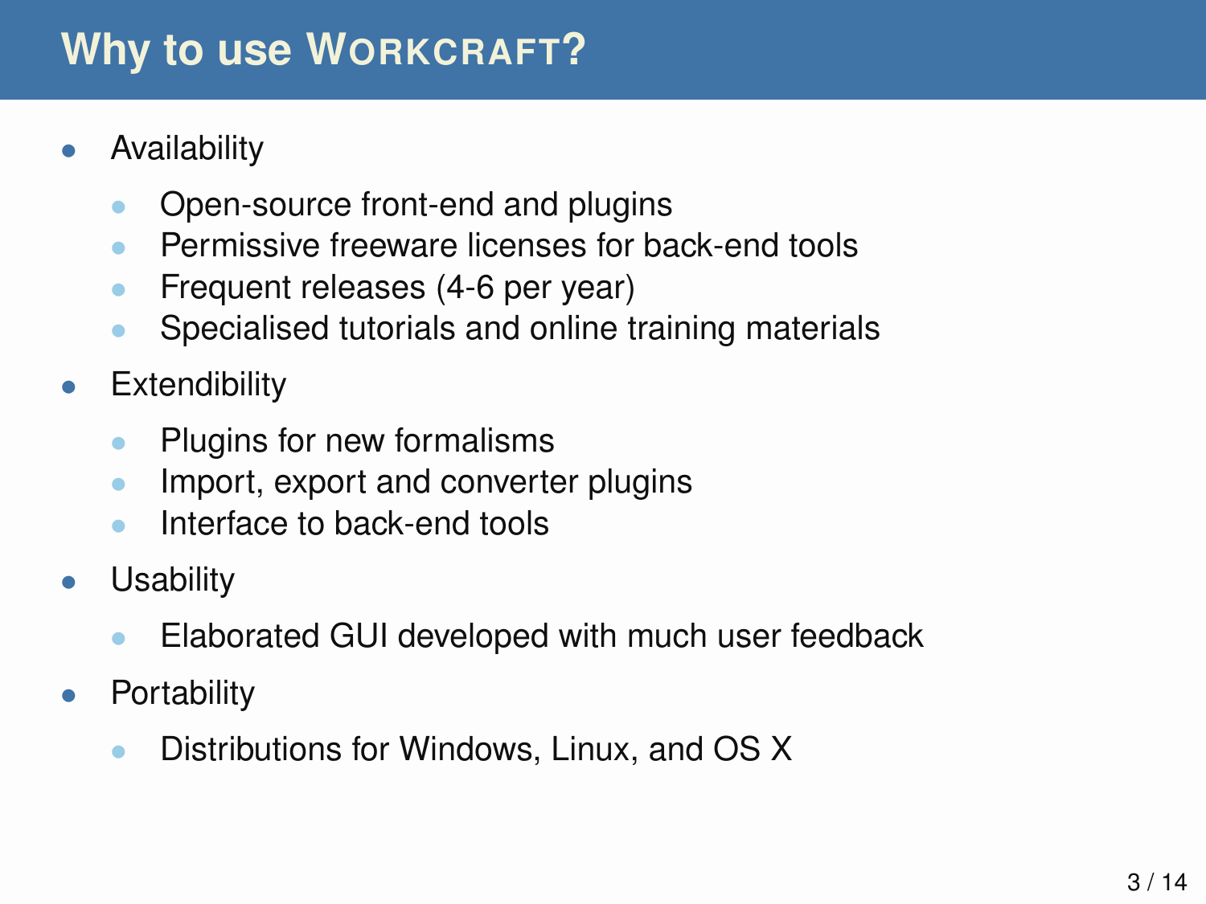# Why to use WORKCRAFT?

- Availability
  - Open-source front-end and plugins
  - Permissive freeware licenses for back-end tools
  - Frequent releases (4-6 per year)
  - Specialised tutorials and online training materials
- Extendibility
  - Plugins for new formalisms
  - Import, export and converter plugins
  - Interface to back-end tools
- Usability
  - Elaborated GUI developed with much user feedback
- Portability
  - Distributions for Windows, Linux, and OS X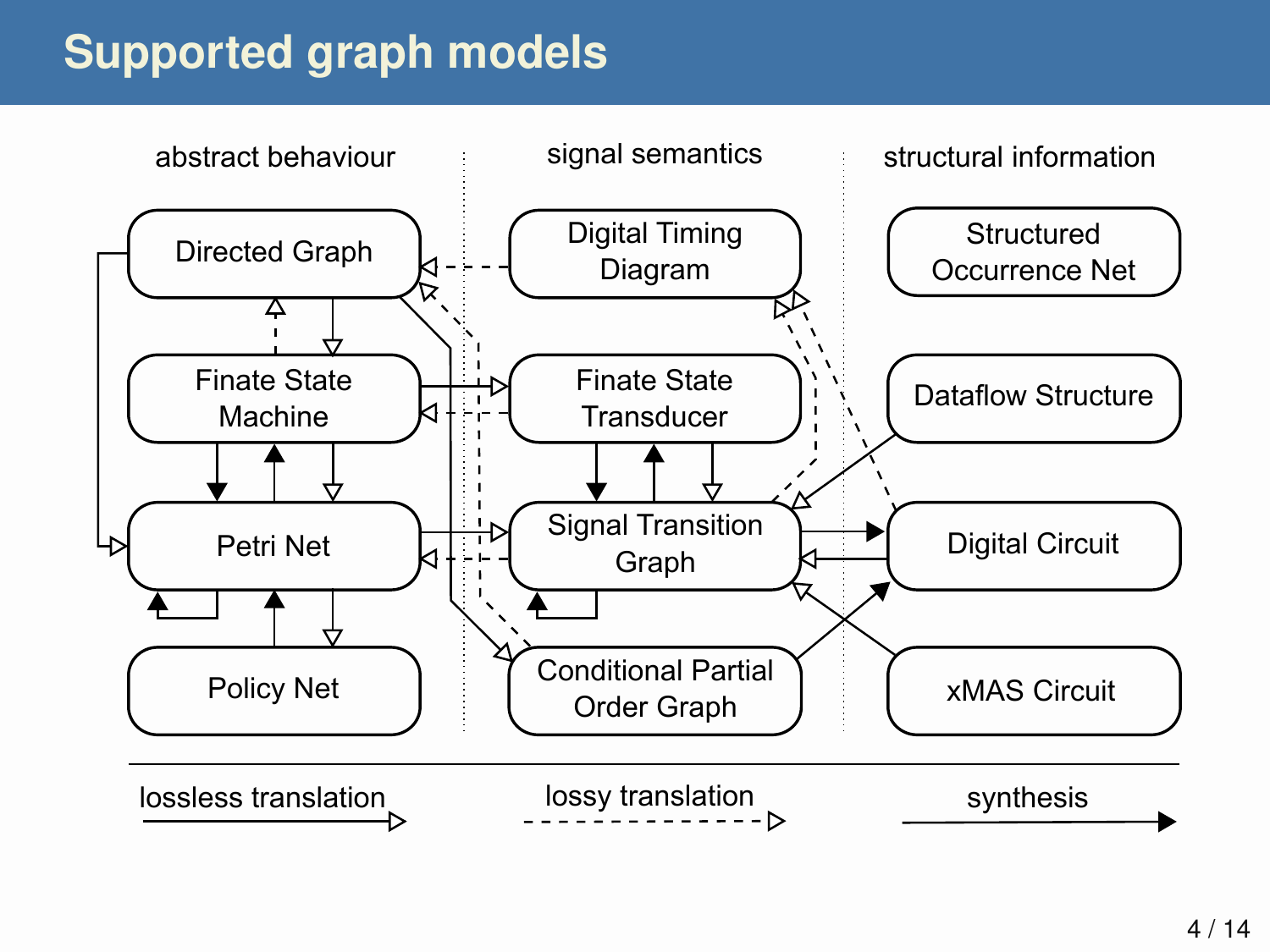# Supported graph models

abstract behaviour | signal semantics | structural information

- Directed Graph
- Finate State Machine
- Petri Net
- Policy Net
- Digital Timing Diagram
- Finate State Transducer
- Signal Transition Graph
- Conditional Partial Order Graph
- Structured Occurrence Net
- Dataflow Structure
- Digital Circuit
- xMAS Circuit

lossless translation — lossy translation — synthesis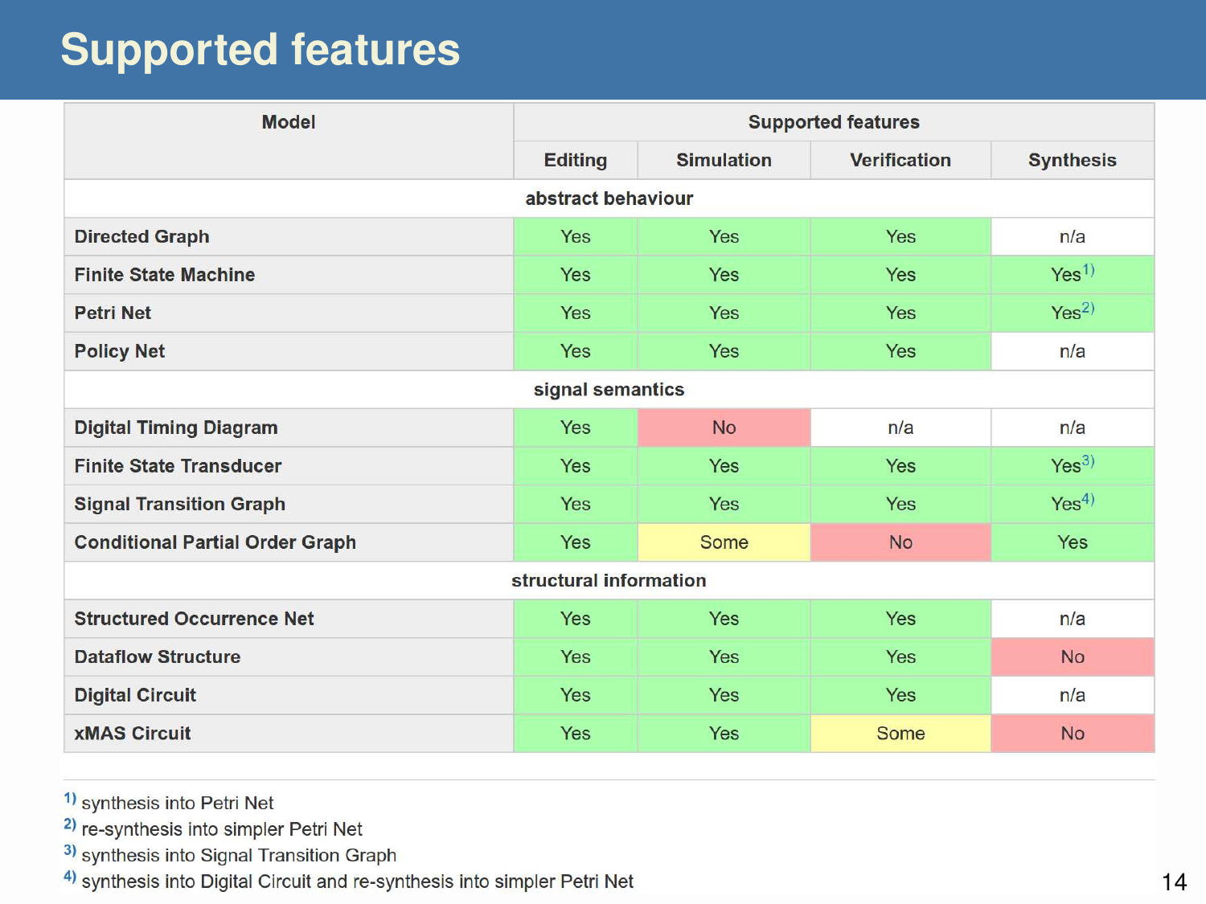# Supported features

| Model | Supported features | | | |
|---|---|---|---|---|
| | Editing | Simulation | Verification | Synthesis |
| **abstract behaviour** | | | | |
| **Directed Graph** | Yes | Yes | Yes | n/a |
| **Finite State Machine** | Yes | Yes | Yes | Yes[1)] |
| **Petri Net** | Yes | Yes | Yes | Yes[2)] |
| **Policy Net** | Yes | Yes | Yes | n/a |
| **signal semantics** | | | | |
| **Digital Timing Diagram** | Yes | No | n/a | n/a |
| **Finite State Transducer** | Yes | Yes | Yes | Yes[3)] |
| **Signal Transition Graph** | Yes | Yes | Yes | Yes[4)] |
| **Conditional Partial Order Graph** | Yes | Some | No | Yes |
| **structural information** | | | | |
| **Structured Occurrence Net** | Yes | Yes | Yes | n/a |
| **Dataflow Structure** | Yes | Yes | Yes | No |
| **Digital Circuit** | Yes | Yes | Yes | n/a |
| **xMAS Circuit** | Yes | Yes | Some | No |

[1)] synthesis into Petri Net

[2)] re-synthesis into simpler Petri Net

[3)] synthesis into Signal Transition Graph

[4)] synthesis into Digital Circuit and re-synthesis into simpler Petri Net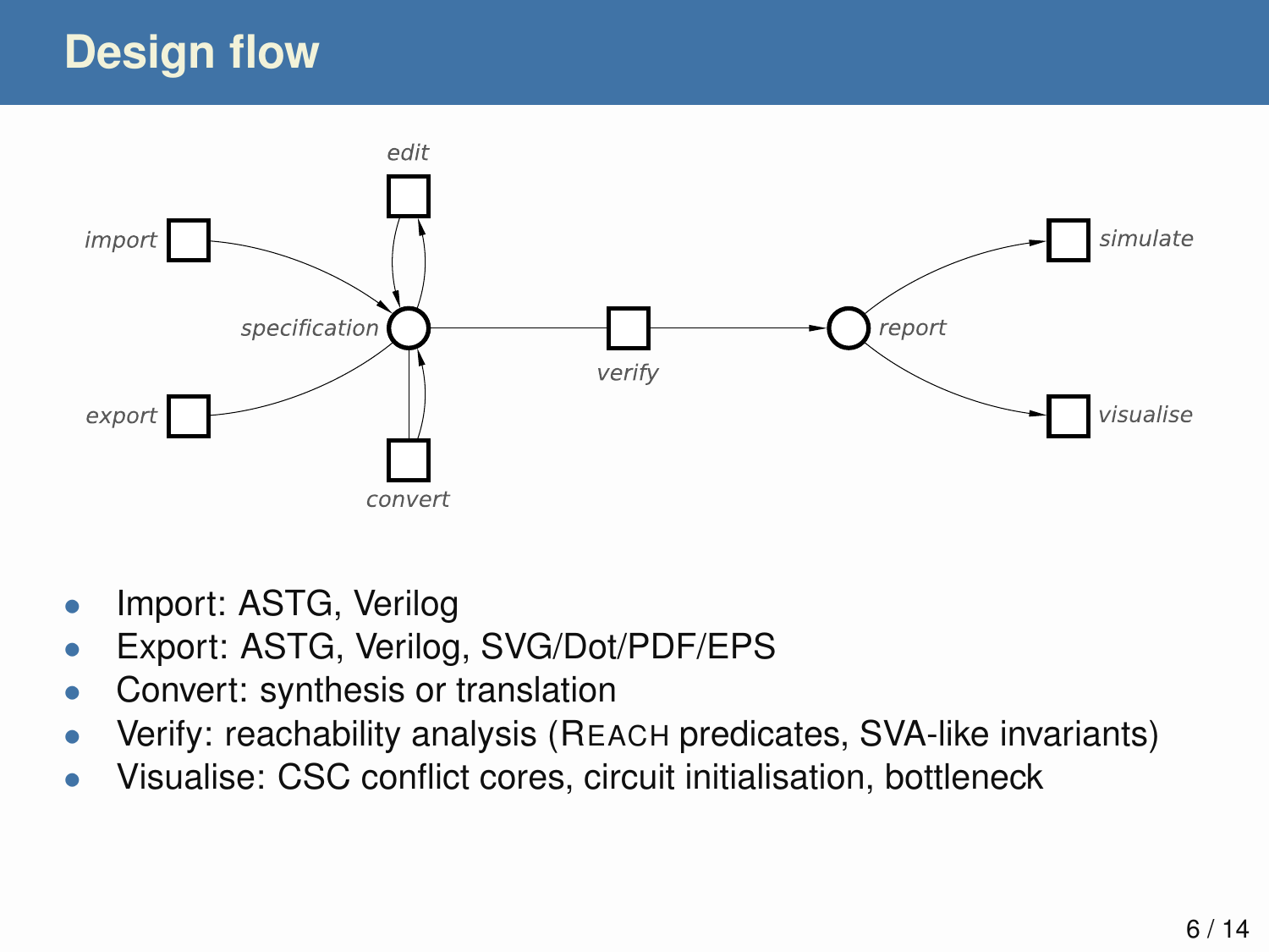# Design flow

- Import: ASTG, Verilog
- Export: ASTG, Verilog, SVG/Dot/PDF/EPS
- Convert: synthesis or translation
- Verify: reachability analysis (REACH predicates, SVA-like invariants)
- Visualise: CSC conflict cores, circuit initialisation, bottleneck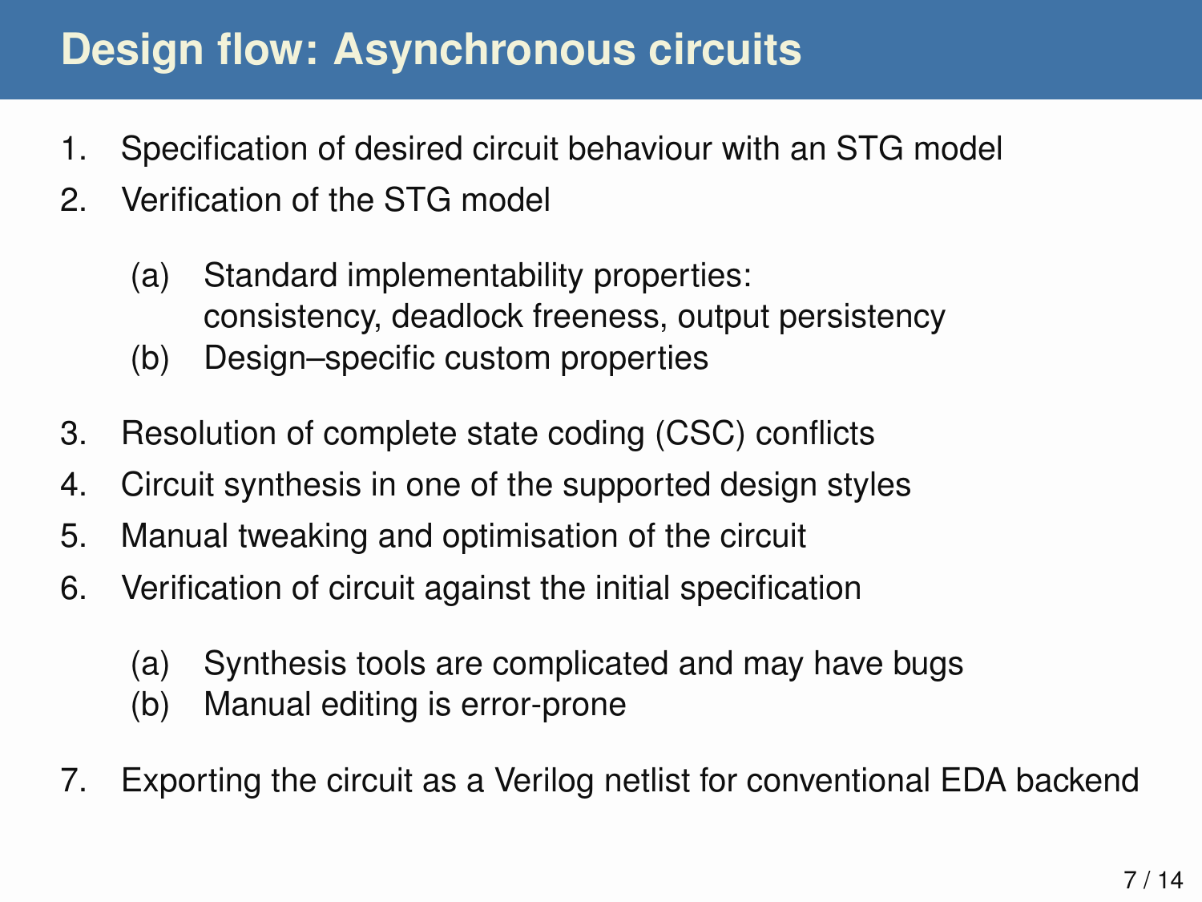# Design flow: Asynchronous circuits

1. Specification of desired circuit behaviour with an STG model
2. Verification of the STG model
   - (a) Standard implementability properties: consistency, deadlock freeness, output persistency
   - (b) Design–specific custom properties
3. Resolution of complete state coding (CSC) conflicts
4. Circuit synthesis in one of the supported design styles
5. Manual tweaking and optimisation of the circuit
6. Verification of circuit against the initial specification
   - (a) Synthesis tools are complicated and may have bugs
   - (b) Manual editing is error-prone
7. Exporting the circuit as a Verilog netlist for conventional EDA backend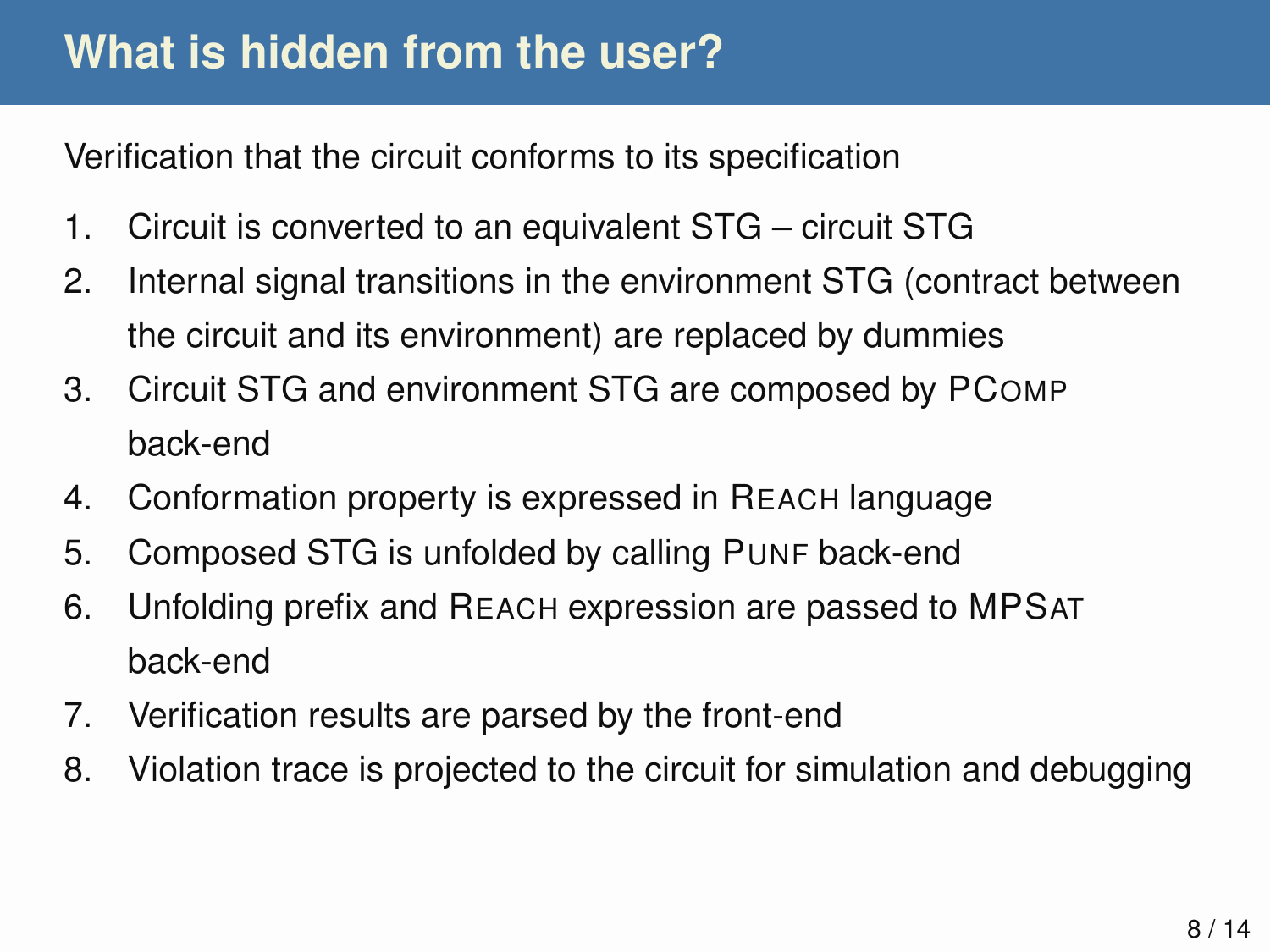# What is hidden from the user?

Verification that the circuit conforms to its specification

1. Circuit is converted to an equivalent STG – circuit STG
2. Internal signal transitions in the environment STG (contract between the circuit and its environment) are replaced by dummies
3. Circuit STG and environment STG are composed by PCOMP back-end
4. Conformation property is expressed in REACH language
5. Composed STG is unfolded by calling PUNF back-end
6. Unfolding prefix and REACH expression are passed to MPSAT back-end
7. Verification results are parsed by the front-end
8. Violation trace is projected to the circuit for simulation and debugging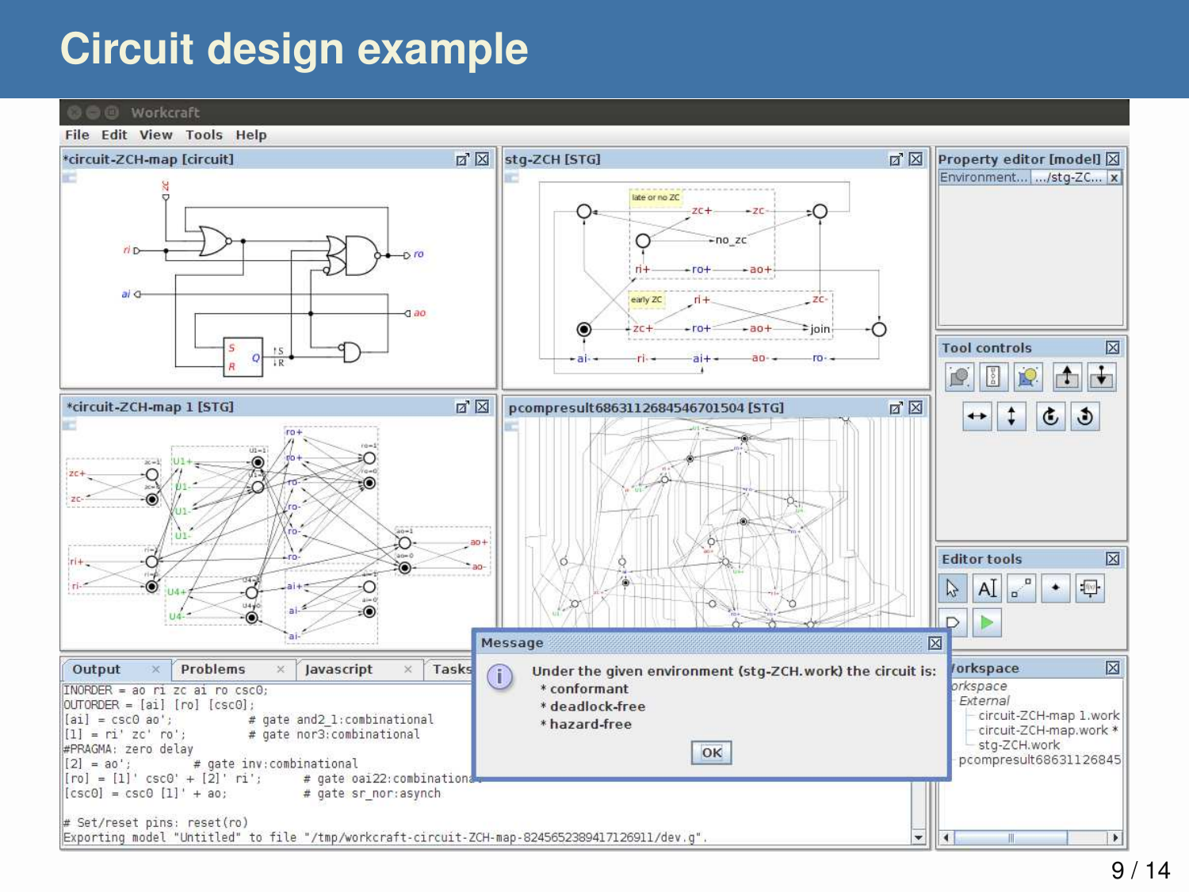# Circuit design example

Workcraft

File Edit View Tools Help

*circuit-ZCH-map [circuit]

stg-ZCH [STG]

Property editor [model]

Tool controls

*circuit-ZCH-map 1 [STG]

pcompresult6863112684546701504 [STG]

Editor tools

Output | Problems | Javascript | Tasks

```
INORDER = ao ri zc ai ro csc0;
OUTORDER = [ai] [ro] [csc0];
[ai] = csc0 ao';            # gate and2_1:combinational
[1] = ri' zc' ro';          # gate nor3:combinational
#PRAGMA: zero delay
[2] = ao';          # gate inv:combinational
[ro] = [1]' csc0' + [2]' ri';       # gate oai22:combinational
[csc0] = csc0 [1]' + ao;            # gate sr_nor:asynch

# Set/reset pins: reset(ro)
Exporting model "Untitled" to file "/tmp/workcraft-circuit-ZCH-map-8245652389417126911/dev.g".
```

Message

Under the given environment (stg-ZCH.work) the circuit is:
* conformant
* deadlock-free
* hazard-free

OK

Workspace

- External
  - circuit-ZCH-map 1.work
  - circuit-ZCH-map.work *
  - stg-ZCH.work
- pcompresult68631126845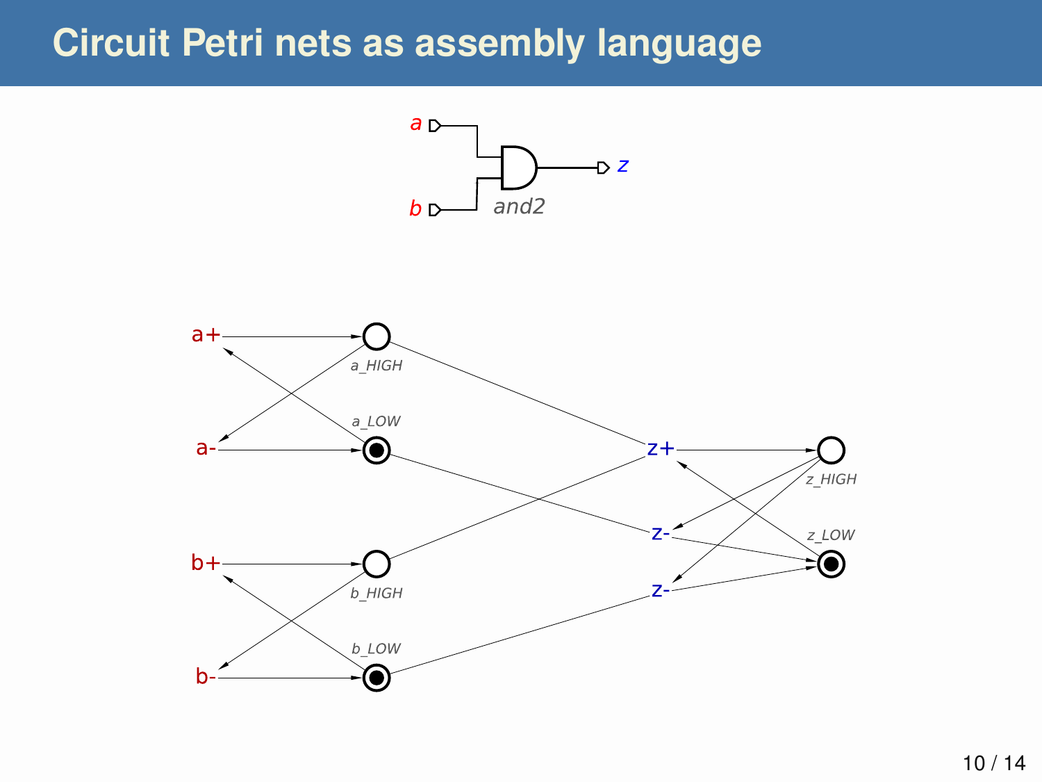# Circuit Petri nets as assembly language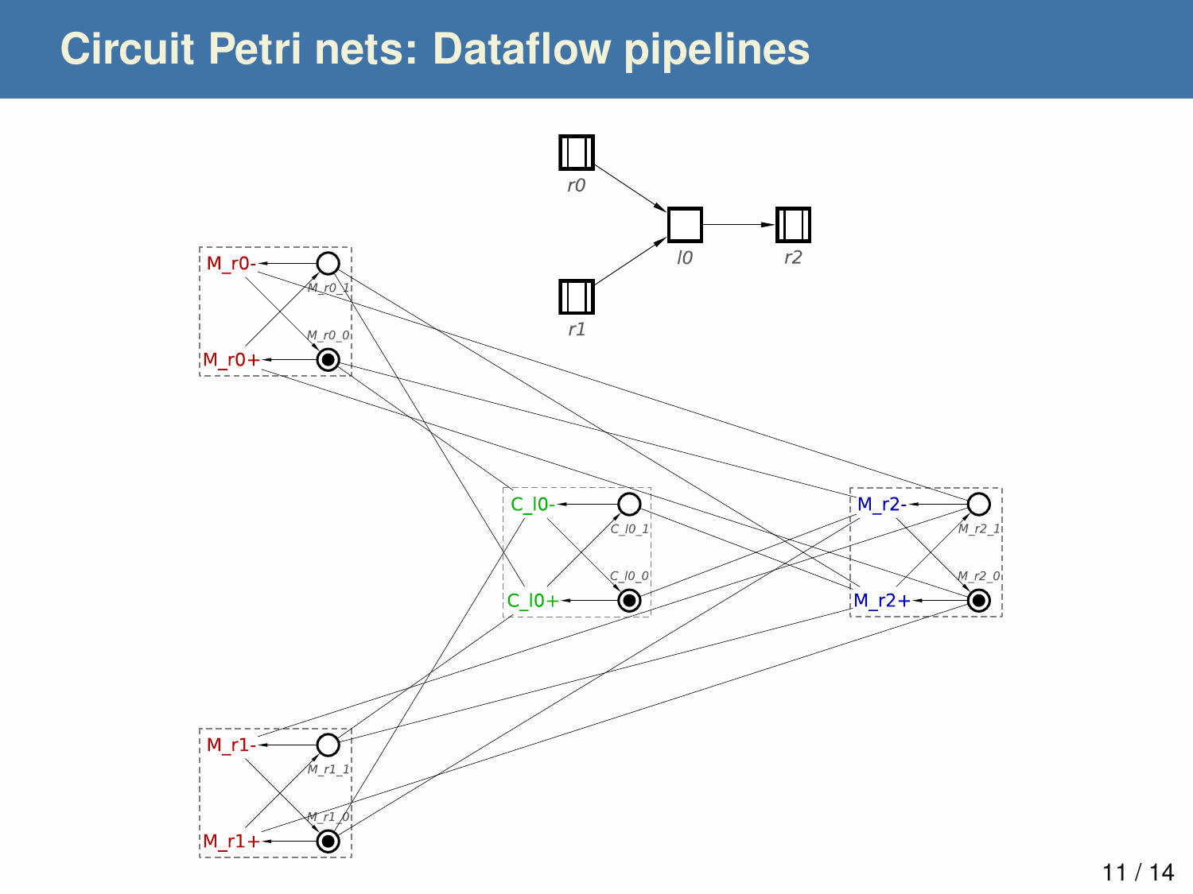# Circuit Petri nets: Dataflow pipelines

r0

r1

l0

r2

M_r0-

M_r0+

M_r0_1

M_r0_0

C_l0-

C_l0+

C_l0_1

C_l0_0

M_r2-

M_r2+

M_r2_1

M_r2_0

M_r1-

M_r1+

M_r1_1

M_r1_0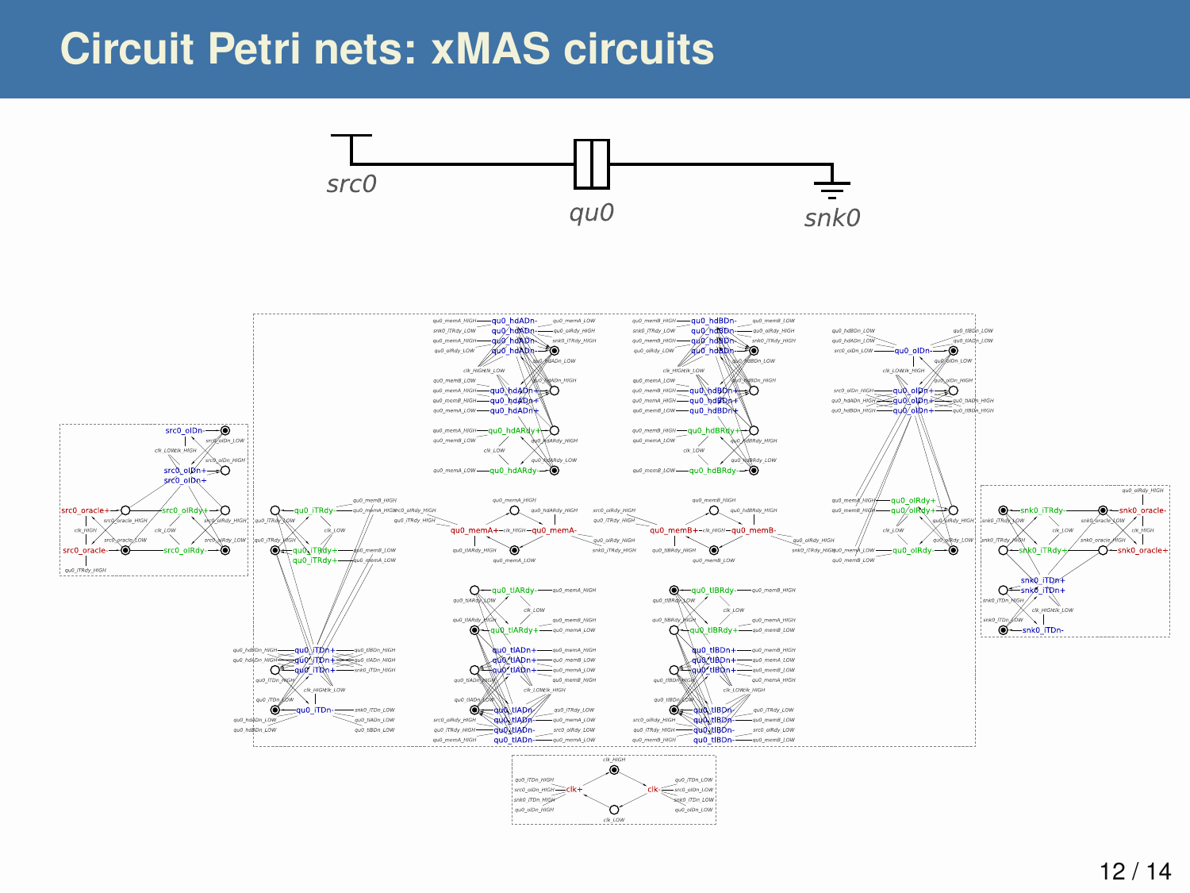# Circuit Petri nets: xMAS circuits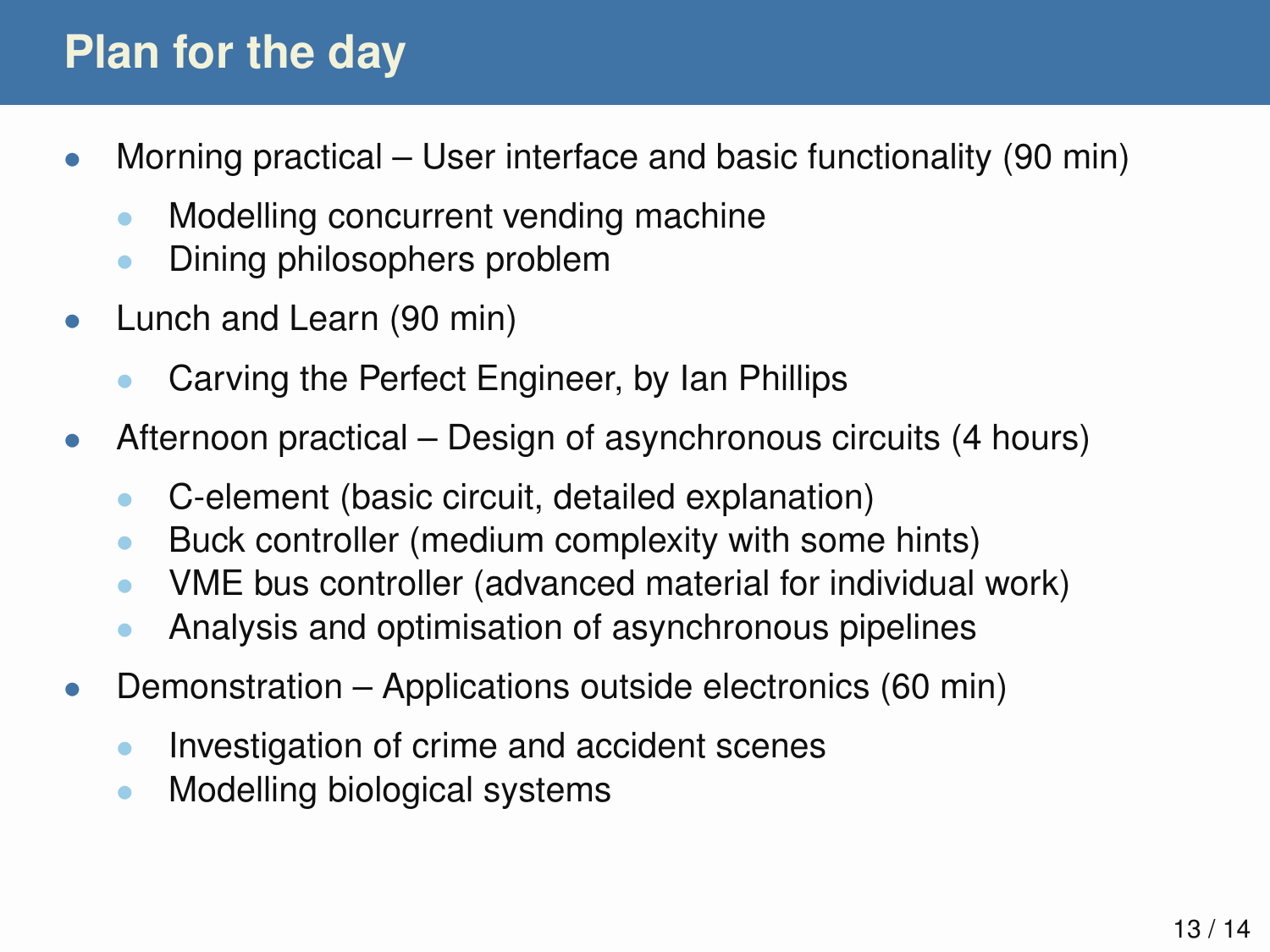# Plan for the day

- Morning practical – User interface and basic functionality (90 min)
  - Modelling concurrent vending machine
  - Dining philosophers problem
- Lunch and Learn (90 min)
  - Carving the Perfect Engineer, by Ian Phillips
- Afternoon practical – Design of asynchronous circuits (4 hours)
  - C-element (basic circuit, detailed explanation)
  - Buck controller (medium complexity with some hints)
  - VME bus controller (advanced material for individual work)
  - Analysis and optimisation of asynchronous pipelines
- Demonstration – Applications outside electronics (60 min)
  - Investigation of crime and accident scenes
  - Modelling biological systems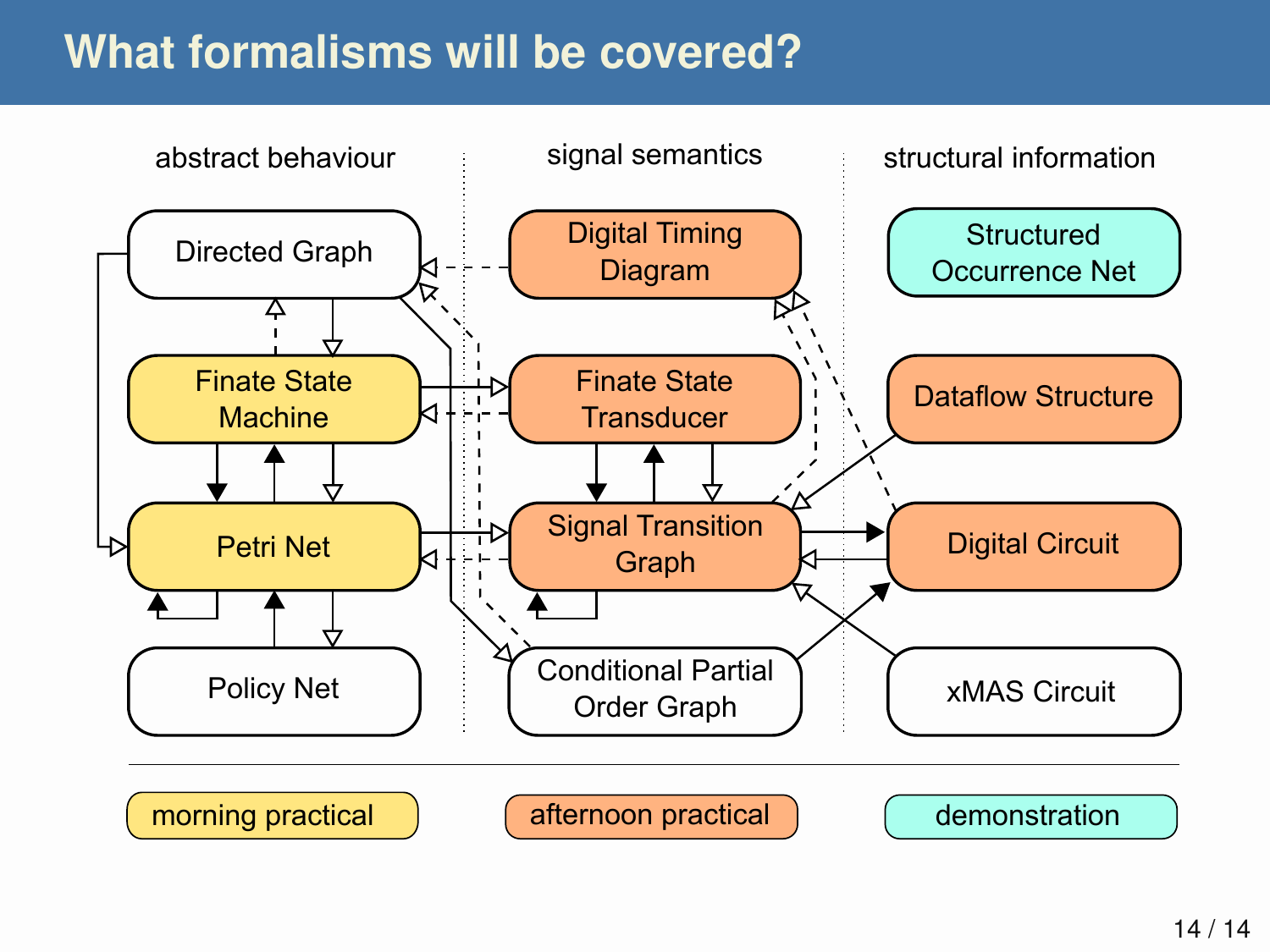# What formalisms will be covered?

abstract behaviour

signal semantics

structural information

Directed Graph

Digital Timing Diagram

Structured Occurrence Net

Finate State Machine

Finate State Transducer

Dataflow Structure

Petri Net

Signal Transition Graph

Digital Circuit

Policy Net

Conditional Partial Order Graph

xMAS Circuit

morning practical

afternoon practical

demonstration